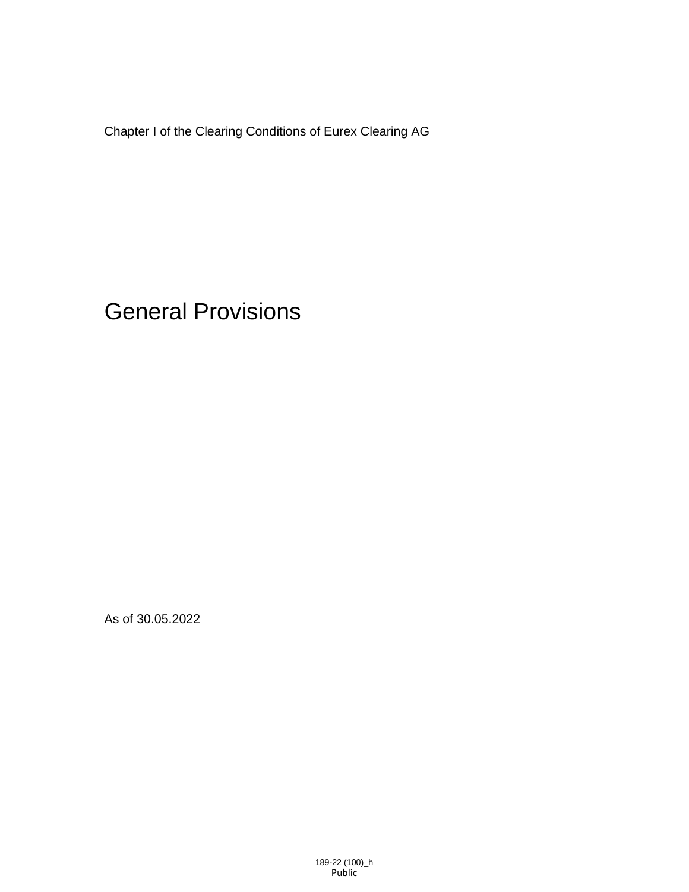Chapter I of the Clearing Conditions of Eurex Clearing AG

# General Provisions

As of 30.05.2022

189-22 (100)_h
Public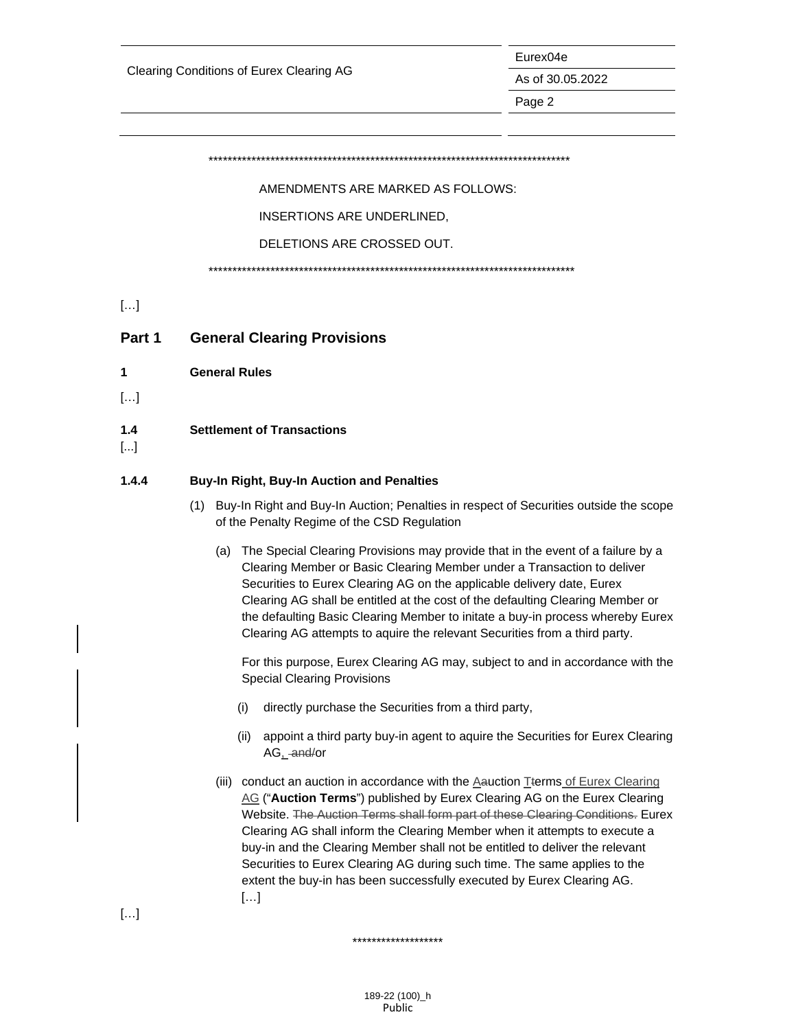*****************************************************************************

AMENDMENTS ARE MARKED AS FOLLOWS:

INSERTIONS ARE UNDERLINED,

DELETIONS ARE CROSSED OUT.

*****************************************************************************

[…]

# Part 1 General Clearing Provisions

## 1 General Rules

[…]

### 1.4 Settlement of Transactions

[...]

#### 1.4.4 Buy-In Right, Buy-In Auction and Penalties

(1) Buy-In Right and Buy-In Auction; Penalties in respect of Securities outside the scope of the Penalty Regime of the CSD Regulation

(a) The Special Clearing Provisions may provide that in the event of a failure by a Clearing Member or Basic Clearing Member under a Transaction to deliver Securities to Eurex Clearing AG on the applicable delivery date, Eurex Clearing AG shall be entitled at the cost of the defaulting Clearing Member or the defaulting Basic Clearing Member to initate a buy-in process whereby Eurex Clearing AG attempts to aquire the relevant Securities from a third party.

For this purpose, Eurex Clearing AG may, subject to and in accordance with the Special Clearing Provisions

(i) directly purchase the Securities from a third party,

(ii) appoint a third party buy-in agent to aquire the Securities for Eurex Clearing AG<u>,</u> ~~and/~~or

(iii) conduct an auction in accordance with the <u>A</u>~~a~~uction <u>T</u>~~t~~erms<u> of Eurex Clearing AG</u> ("**Auction Terms**") published by Eurex Clearing AG on the Eurex Clearing Website. ~~The Auction Terms shall form part of these Clearing Conditions.~~ Eurex Clearing AG shall inform the Clearing Member when it attempts to execute a buy-in and the Clearing Member shall not be entitled to deliver the relevant Securities to Eurex Clearing AG during such time. The same applies to the extent the buy-in has been successfully executed by Eurex Clearing AG.
[…]

[…]

*******************